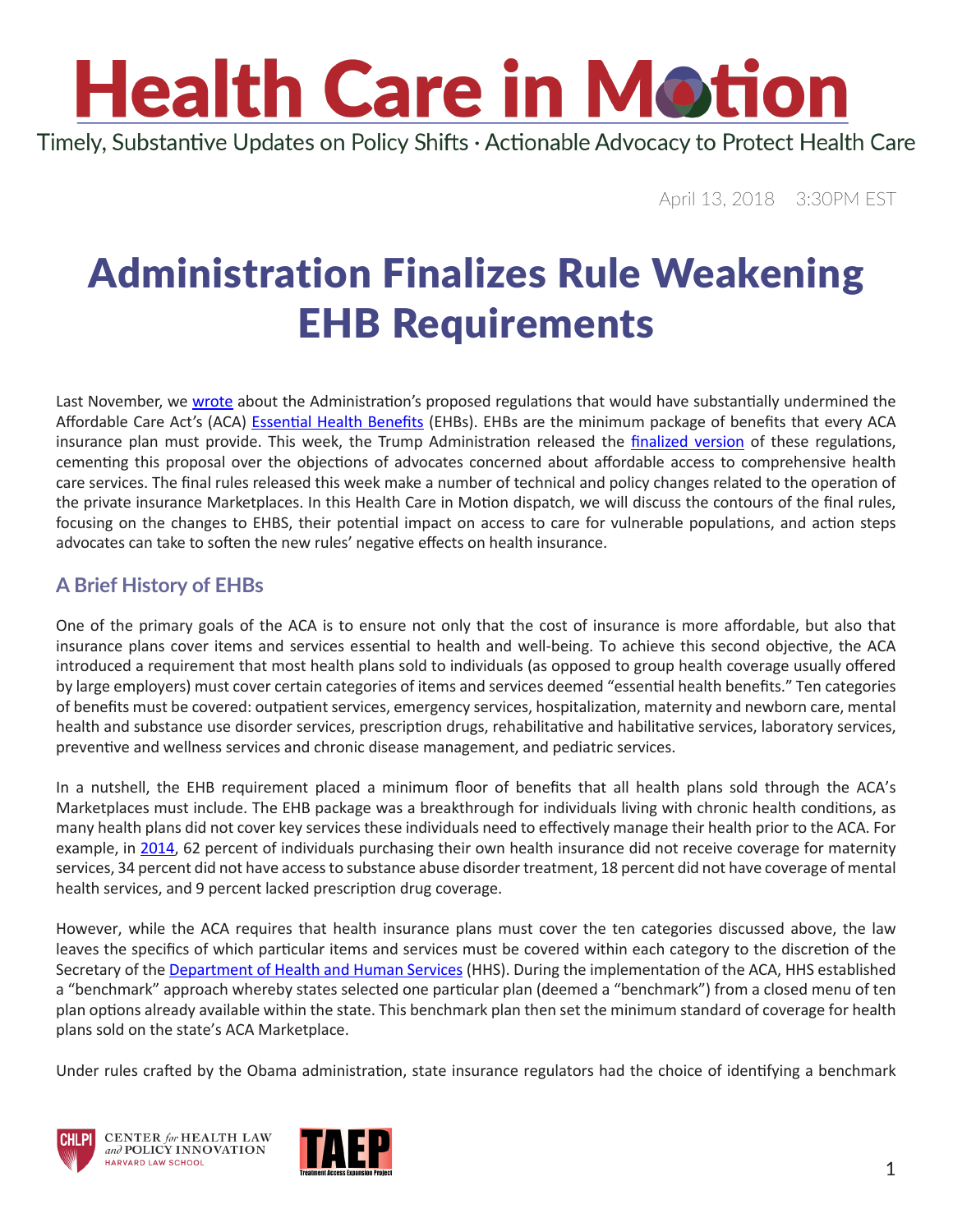# Health Care in Motion

Timely, Substantive Updates on Policy Shifts · Actionable Advocacy to Protect Health Care

April 13, 2018 3:30PM EST

## Administration Finalizes Rule Weakening EHB Requirements

Last November, we wrote about the Administration's proposed regulations that would have substantially undermined the Affordable Care Act's (ACA) Essential Health Benefits (EHBs). EHBs are the minimum package of benefits that every ACA insurance plan must provide. This week, the Trump Administration released the finalized version of these regulations, cementing this proposal over the objections of advocates concerned about affordable access to comprehensive health care services. The final rules released this week make a number of technical and policy changes related to the operation of the private insurance Marketplaces. In this Health Care in Motion dispatch, we will discuss the contours of the final rules, focusing on the changes to EHBS, their potential impact on access to care for vulnerable populations, and action steps advocates can take to soften the new rules' negative effects on health insurance.

### A Brief History of EHBs

One of the primary goals of the ACA is to ensure not only that the cost of insurance is more affordable, but also that insurance plans cover items and services essential to health and well-being. To achieve this second objective, the ACA introduced a requirement that most health plans sold to individuals (as opposed to group health coverage usually offered by large employers) must cover certain categories of items and services deemed "essential health benefits." Ten categories of benefits must be covered: outpatient services, emergency services, hospitalization, maternity and newborn care, mental health and substance use disorder services, prescription drugs, rehabilitative and habilitative services, laboratory services, preventive and wellness services and chronic disease management, and pediatric services.

In a nutshell, the EHB requirement placed a minimum floor of benefits that all health plans sold through the ACA's Marketplaces must include. The EHB package was a breakthrough for individuals living with chronic health conditions, as many health plans did not cover key services these individuals need to effectively manage their health prior to the ACA. For example, in 2014, 62 percent of individuals purchasing their own health insurance did not receive coverage for maternity services, 34 percent did not have access to substance abuse disorder treatment, 18 percent did not have coverage of mental health services, and 9 percent lacked prescription drug coverage.

However, while the ACA requires that health insurance plans must cover the ten categories discussed above, the law leaves the specifics of which particular items and services must be covered within each category to the discretion of the Secretary of the Department of Health and Human Services (HHS). During the implementation of the ACA, HHS established a "benchmark" approach whereby states selected one particular plan (deemed a "benchmark") from a closed menu of ten plan options already available within the state. This benchmark plan then set the minimum standard of coverage for health plans sold on the state's ACA Marketplace.

Under rules crafted by the Obama administration, state insurance regulators had the choice of identifying a benchmark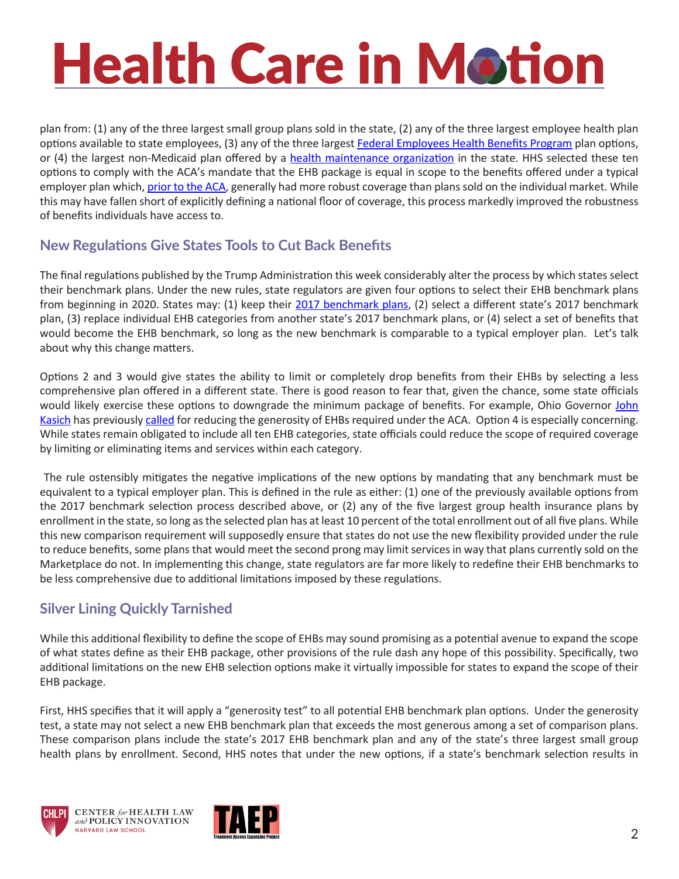plan from: (1) any of the three largest small group plans sold in the state, (2) any of the three largest employee health plan options available to state employees, (3) any of the three largest Federal Employees Health Benefits Program plan options, or (4) the largest non-Medicaid plan offered by a health maintenance organization in the state. HHS selected these ten options to comply with the ACA's mandate that the EHB package is equal in scope to the benefits offered under a typical employer plan which, prior to the ACA, generally had more robust coverage than plans sold on the individual market. While this may have fallen short of explicitly defining a national floor of coverage, this process markedly improved the robustness of benefits individuals have access to.

## New Regulations Give States Tools to Cut Back Benefits

The final regulations published by the Trump Administration this week considerably alter the process by which states select their benchmark plans. Under the new rules, state regulators are given four options to select their EHB benchmark plans from beginning in 2020. States may: (1) keep their 2017 benchmark plans, (2) select a different state's 2017 benchmark plan, (3) replace individual EHB categories from another state's 2017 benchmark plans, or (4) select a set of benefits that would become the EHB benchmark, so long as the new benchmark is comparable to a typical employer plan. Let's talk about why this change matters.

Options 2 and 3 would give states the ability to limit or completely drop benefits from their EHBs by selecting a less comprehensive plan offered in a different state. There is good reason to fear that, given the chance, some state officials would likely exercise these options to downgrade the minimum package of benefits. For example, Ohio Governor John Kasich has previously called for reducing the generosity of EHBs required under the ACA. Option 4 is especially concerning. While states remain obligated to include all ten EHB categories, state officials could reduce the scope of required coverage by limiting or eliminating items and services within each category.

The rule ostensibly mitigates the negative implications of the new options by mandating that any benchmark must be equivalent to a typical employer plan. This is defined in the rule as either: (1) one of the previously available options from the 2017 benchmark selection process described above, or (2) any of the five largest group health insurance plans by enrollment in the state, so long as the selected plan has at least 10 percent of the total enrollment out of all five plans. While this new comparison requirement will supposedly ensure that states do not use the new flexibility provided under the rule to reduce benefits, some plans that would meet the second prong may limit services in way that plans currently sold on the Marketplace do not. In implementing this change, state regulators are far more likely to redefine their EHB benchmarks to be less comprehensive due to additional limitations imposed by these regulations.

## Silver Lining Quickly Tarnished

While this additional flexibility to define the scope of EHBs may sound promising as a potential avenue to expand the scope of what states define as their EHB package, other provisions of the rule dash any hope of this possibility. Specifically, two additional limitations on the new EHB selection options make it virtually impossible for states to expand the scope of their EHB package.

First, HHS specifies that it will apply a "generosity test" to all potential EHB benchmark plan options. Under the generosity test, a state may not select a new EHB benchmark plan that exceeds the most generous among a set of comparison plans. These comparison plans include the state's 2017 EHB benchmark plan and any of the state's three largest small group health plans by enrollment. Second, HHS notes that under the new options, if a state's benchmark selection results in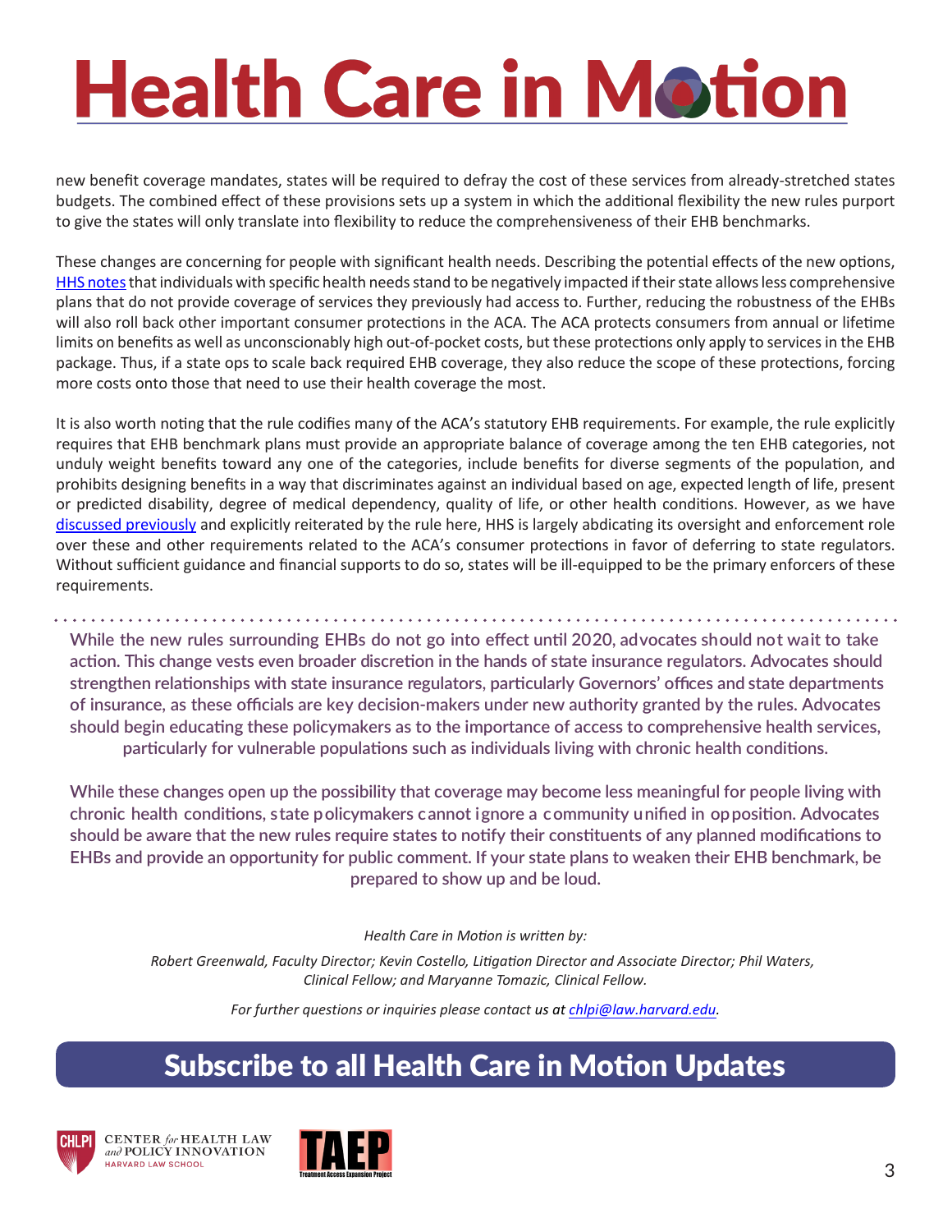new benefit coverage mandates, states will be required to defray the cost of these services from already-stretched states budgets. The combined effect of these provisions sets up a system in which the additional flexibility the new rules purport to give the states will only translate into flexibility to reduce the comprehensiveness of their EHB benchmarks.

These changes are concerning for people with significant health needs. Describing the potential effects of the new options, HHS notes that individuals with specific health needs stand to be negatively impacted if their state allows less comprehensive plans that do not provide coverage of services they previously had access to. Further, reducing the robustness of the EHBs will also roll back other important consumer protections in the ACA. The ACA protects consumers from annual or lifetime limits on benefits as well as unconscionably high out-of-pocket costs, but these protections only apply to services in the EHB package. Thus, if a state ops to scale back required EHB coverage, they also reduce the scope of these protections, forcing more costs onto those that need to use their health coverage the most.

It is also worth noting that the rule codifies many of the ACA's statutory EHB requirements. For example, the rule explicitly requires that EHB benchmark plans must provide an appropriate balance of coverage among the ten EHB categories, not unduly weight benefits toward any one of the categories, include benefits for diverse segments of the population, and prohibits designing benefits in a way that discriminates against an individual based on age, expected length of life, present or predicted disability, degree of medical dependency, quality of life, or other health conditions. However, as we have discussed previously and explicitly reiterated by the rule here, HHS is largely abdicating its oversight and enforcement role over these and other requirements related to the ACA's consumer protections in favor of deferring to state regulators. Without sufficient guidance and financial supports to do so, states will be ill-equipped to be the primary enforcers of these requirements.

**While the new rules surrounding EHBs do not go into effect until 2020, advocates should not wait to take action. This change vests even broader discretion in the hands of state insurance regulators. Advocates should strengthen relationships with state insurance regulators, particularly Governors' offices and state departments of insurance, as these officials are key decision-makers under new authority granted by the rules. Advocates should begin educating these policymakers as to the importance of access to comprehensive health services, particularly for vulnerable populations such as individuals living with chronic health conditions.**

**While these changes open up the possibility that coverage may become less meaningful for people living with chronic health conditions, state policymakers cannot ignore a community unified in opposition. Advocates should be aware that the new rules require states to notify their constituents of any planned modifications to EHBs and provide an opportunity for public comment. If your state plans to weaken their EHB benchmark, be prepared to show up and be loud.**

*Health Care in Motion is written by:*

*Robert Greenwald, Faculty Director; Kevin Costello, Litigation Director and Associate Director; Phil Waters, Clinical Fellow; and Maryanne Tomazic, Clinical Fellow.*

*For further questions or inquiries please contact us at chlpi@law.harvard.edu.*

## Subscribe to all Health Care in Motion Updates

CHLPI CENTER *for* HEALTH LAW *and* POLICY INNOVATION HARVARD LAW SCHOOL

TAEP Treatment Access Expansion Project